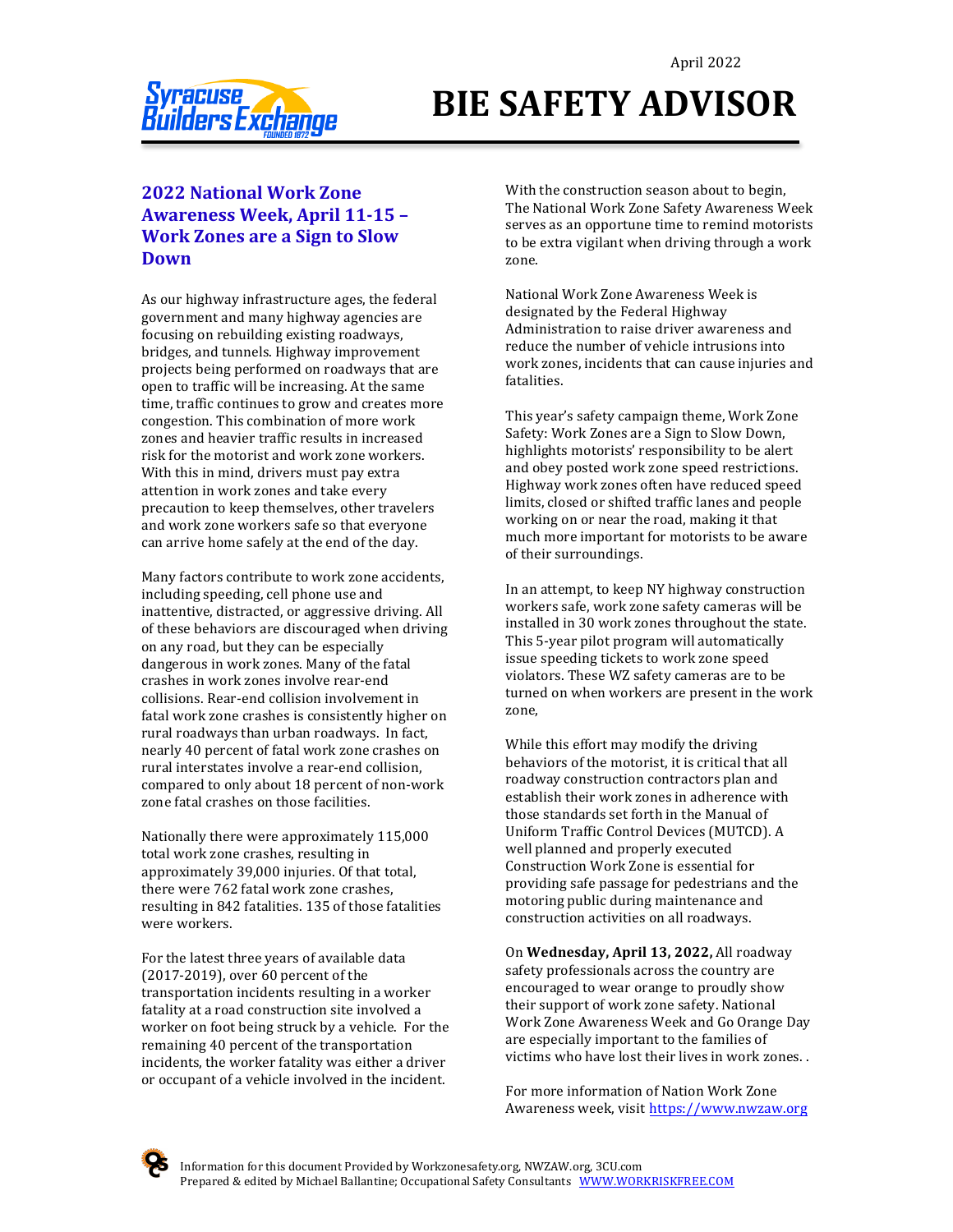April 2022

# BIE SAFETY ADVISOR

## 2022 National Work Zone Awareness Week, April 11-15 – Work Zones are a Sign to Slow Down

As our highway infrastructure ages, the federal government and many highway agencies are focusing on rebuilding existing roadways, bridges, and tunnels. Highway improvement projects being performed on roadways that are open to traffic will be increasing. At the same time, traffic continues to grow and creates more congestion. This combination of more work zones and heavier traffic results in increased risk for the motorist and work zone workers. With this in mind, drivers must pay extra attention in work zones and take every precaution to keep themselves, other travelers and work zone workers safe so that everyone can arrive home safely at the end of the day.

Many factors contribute to work zone accidents, including speeding, cell phone use and inattentive, distracted, or aggressive driving. All of these behaviors are discouraged when driving on any road, but they can be especially dangerous in work zones. Many of the fatal crashes in work zones involve rear-end collisions. Rear-end collision involvement in fatal work zone crashes is consistently higher on rural roadways than urban roadways. In fact, nearly 40 percent of fatal work zone crashes on rural interstates involve a rear-end collision, compared to only about 18 percent of non-work zone fatal crashes on those facilities.

Nationally there were approximately 115,000 total work zone crashes, resulting in approximately 39,000 injuries. Of that total, there were 762 fatal work zone crashes, resulting in 842 fatalities. 135 of those fatalities were workers.

For the latest three years of available data (2017-2019), over 60 percent of the transportation incidents resulting in a worker fatality at a road construction site involved a worker on foot being struck by a vehicle. For the remaining 40 percent of the transportation incidents, the worker fatality was either a driver or occupant of a vehicle involved in the incident.

With the construction season about to begin, The National Work Zone Safety Awareness Week serves as an opportune time to remind motorists to be extra vigilant when driving through a work zone.

National Work Zone Awareness Week is designated by the Federal Highway Administration to raise driver awareness and reduce the number of vehicle intrusions into work zones, incidents that can cause injuries and fatalities.

This year's safety campaign theme, Work Zone Safety: Work Zones are a Sign to Slow Down, highlights motorists' responsibility to be alert and obey posted work zone speed restrictions. Highway work zones often have reduced speed limits, closed or shifted traffic lanes and people working on or near the road, making it that much more important for motorists to be aware of their surroundings.

In an attempt, to keep NY highway construction workers safe, work zone safety cameras will be installed in 30 work zones throughout the state. This 5-year pilot program will automatically issue speeding tickets to work zone speed violators. These WZ safety cameras are to be turned on when workers are present in the work zone,

While this effort may modify the driving behaviors of the motorist, it is critical that all roadway construction contractors plan and establish their work zones in adherence with those standards set forth in the Manual of Uniform Traffic Control Devices (MUTCD). A well planned and properly executed Construction Work Zone is essential for providing safe passage for pedestrians and the motoring public during maintenance and construction activities on all roadways.

On **Wednesday, April 13, 2022,** All roadway safety professionals across the country are encouraged to wear orange to proudly show their support of work zone safety. National Work Zone Awareness Week and Go Orange Day are especially important to the families of victims who have lost their lives in work zones. .

For more information of Nation Work Zone Awareness week, visit https://www.nwzaw.org

Information for this document Provided by Workzonesafety.org, NWZAW.org, 3CU.com
Prepared & edited by Michael Ballantine; Occupational Safety Consultants WWW.WORKRISKFREE.COM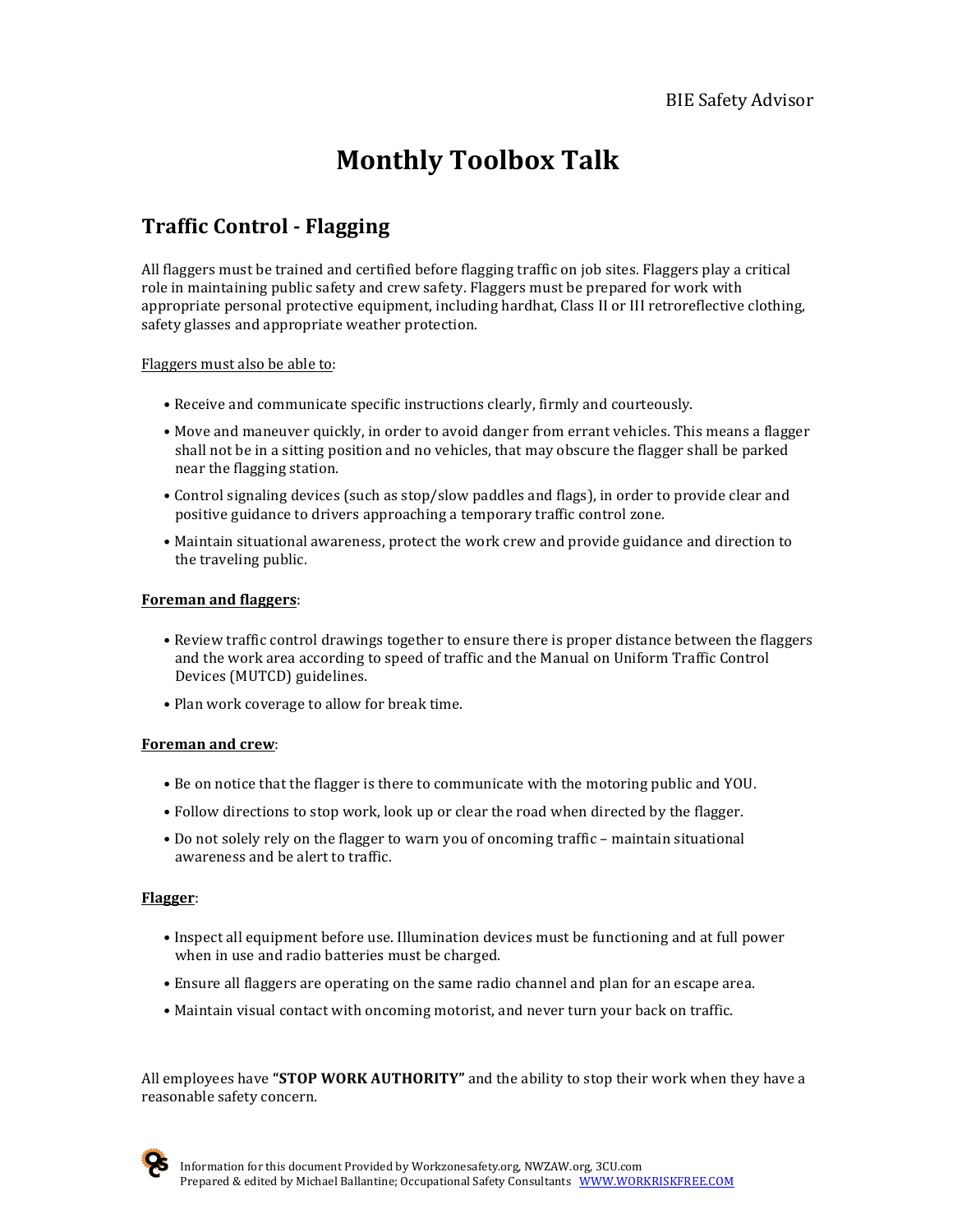BIE Safety Advisor

# Monthly Toolbox Talk

## Traffic Control - Flagging

All flaggers must be trained and certified before flagging traffic on job sites. Flaggers play a critical role in maintaining public safety and crew safety. Flaggers must be prepared for work with appropriate personal protective equipment, including hardhat, Class II or III retroreflective clothing, safety glasses and appropriate weather protection.

<u>Flaggers must also be able to</u>:

- Receive and communicate specific instructions clearly, firmly and courteously.
- Move and maneuver quickly, in order to avoid danger from errant vehicles. This means a flagger shall not be in a sitting position and no vehicles, that may obscure the flagger shall be parked near the flagging station.
- Control signaling devices (such as stop/slow paddles and flags), in order to provide clear and positive guidance to drivers approaching a temporary traffic control zone.
- Maintain situational awareness, protect the work crew and provide guidance and direction to the traveling public.

**<u>Foreman and flaggers</u>**:

- Review traffic control drawings together to ensure there is proper distance between the flaggers and the work area according to speed of traffic and the Manual on Uniform Traffic Control Devices (MUTCD) guidelines.
- Plan work coverage to allow for break time.

**<u>Foreman and crew</u>**:

- Be on notice that the flagger is there to communicate with the motoring public and YOU.
- Follow directions to stop work, look up or clear the road when directed by the flagger.
- Do not solely rely on the flagger to warn you of oncoming traffic – maintain situational awareness and be alert to traffic.

**<u>Flagger</u>**:

- Inspect all equipment before use. Illumination devices must be functioning and at full power when in use and radio batteries must be charged.
- Ensure all flaggers are operating on the same radio channel and plan for an escape area.
- Maintain visual contact with oncoming motorist, and never turn your back on traffic.

All employees have **"STOP WORK AUTHORITY"** and the ability to stop their work when they have a reasonable safety concern.

Information for this document Provided by Workzonesafety.org, NWZAW.org, 3CU.com
Prepared & edited by Michael Ballantine; Occupational Safety Consultants [WWW.WORKRISKFREE.COM](http://WWW.WORKRISKFREE.COM)